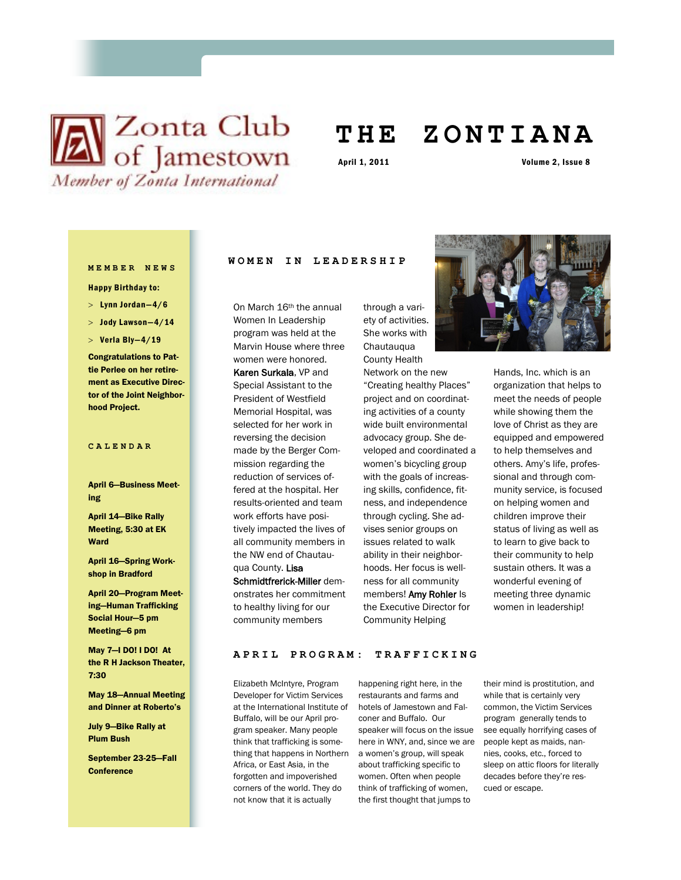Zonta Club of Jamestown

*Member of Zonta International*

# THE ZONTIANA

April 1, 2011 — Volume 2, Issue 8

## MEMBER NEWS

**Happy Birthday to:**

- **Lynn Jordan—4/6**
- **Jody Lawson—4/14**
- **Verla Bly—4/19**

**Congratulations to Pattie Perlee on her retirement as Executive Director of the Joint Neighborhood Project.**

## CALENDAR

**April 6—Business Meeting**

**April 14—Bike Rally Meeting, 5:30 at EK Ward**

**April 16—Spring Workshop in Bradford**

**April 20—Program Meeting—Human Trafficking Social Hour—5 pm Meeting—6 pm**

**May 7—I DO! I DO! At the R H Jackson Theater, 7:30**

**May 18—Annual Meeting and Dinner at Roberto's**

**July 9—Bike Rally at Plum Bush**

**September 23-25—Fall Conference**

## WOMEN IN LEADERSHIP

On March 16th the annual Women In Leadership program was held at the Marvin House where three women were honored. Karen Surkala, VP and Special Assistant to the President of Westfield Memorial Hospital, was selected for her work in reversing the decision made by the Berger Commission regarding the reduction of services offered at the hospital. Her results-oriented and team work efforts have positively impacted the lives of all community members in the NW end of Chautauqua County. Lisa Schmidtfrerick-Miller demonstrates her commitment to healthy living for our community members through a variety of activities. She works with Chautauqua County Health Network on the new "Creating healthy Places" project and on coordinating activities of a county wide built environmental advocacy group. She developed and coordinated a women's bicycling group with the goals of increasing skills, confidence, fitness, and independence through cycling. She advises senior groups on issues related to walk ability in their neighborhoods. Her focus is wellness for all community members! Amy Rohler Is the Executive Director for Community Helping Hands, Inc. which is an organization that helps to meet the needs of people while showing them the love of Christ as they are equipped and empowered to help themselves and others. Amy's life, professional and through community service, is focused on helping women and children improve their status of living as well as to learn to give back to their community to help sustain others. It was a wonderful evening of meeting three dynamic women in leadership!

## APRIL PROGRAM: TRAFFICKING

Elizabeth McIntyre, Program Developer for Victim Services at the International Institute of Buffalo, will be our April program speaker. Many people think that trafficking is something that happens in Northern Africa, or East Asia, in the forgotten and impoverished corners of the world. They do not know that it is actually happening right here, in the restaurants and farms and hotels of Jamestown and Falconer and Buffalo. Our speaker will focus on the issue here in WNY, and, since we are a women's group, will speak about trafficking specific to women. Often when people think of trafficking of women, the first thought that jumps to their mind is prostitution, and while that is certainly very common, the Victim Services program generally tends to see equally horrifying cases of people kept as maids, nannies, cooks, etc., forced to sleep on attic floors for literally decades before they're rescued or escape.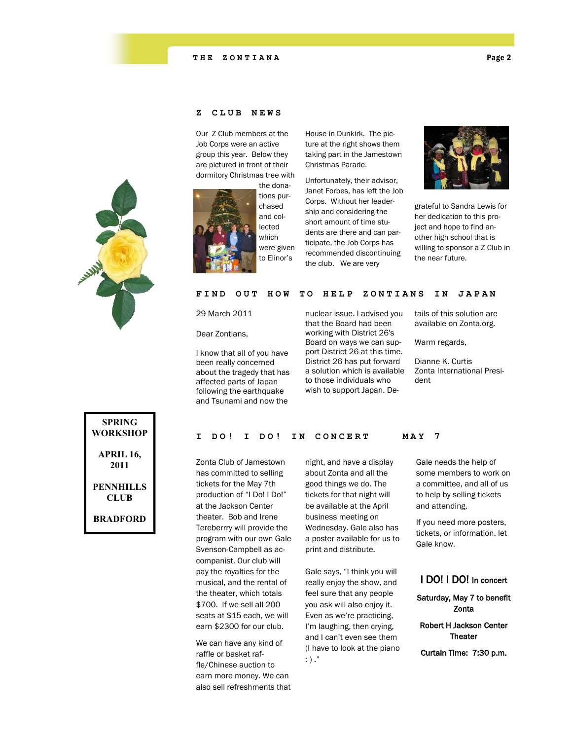## Z CLUB NEWS

Our Z Club members at the Job Corps were an active group this year. Below they are pictured in front of their dormitory Christmas tree with the donations purchased and collected which were given to Elinor's House in Dunkirk. The picture at the right shows them taking part in the Jamestown Christmas Parade.

Unfortunately, their advisor, Janet Forbes, has left the Job Corps. Without her leadership and considering the short amount of time students are there and can participate, the Job Corps has recommended discontinuing the club. We are very grateful to Sandra Lewis for her dedication to this project and hope to find another high school that is willing to sponsor a Z Club in the near future.

## FIND OUT HOW TO HELP ZONTIANS IN JAPAN

29 March 2011

Dear Zontians,

I know that all of you have been really concerned about the tragedy that has affected parts of Japan following the earthquake and Tsunami and now the nuclear issue. I advised you that the Board had been working with District 26's Board on ways we can support District 26 at this time. District 26 has put forward a solution which is available to those individuals who wish to support Japan. Details of this solution are available on Zonta.org.

Warm regards,

Dianne K. Curtis
Zonta International President

**SPRING WORKSHOP**

**APRIL 16, 2011**

**PENNHILLS CLUB**

**BRADFORD**

## I DO! I DO! IN CONCERT MAY 7

Zonta Club of Jamestown has committed to selling tickets for the May 7th production of "I Do! I Do!" at the Jackson Center theater. Bob and Irene Tereberrry will provide the program with our own Gale Svenson-Campbell as accompanist. Our club will pay the royalties for the musical, and the rental of the theater, which totals $700. If we sell all 200 seats at $15 each, we will earn $2300 for our club.

We can have any kind of raffle or basket raffle/Chinese auction to earn more money. We can also sell refreshments that night, and have a display about Zonta and all the good things we do. The tickets for that night will be available at the April business meeting on Wednesday. Gale also has a poster available for us to print and distribute.

Gale says, "I think you will really enjoy the show, and feel sure that any people you ask will also enjoy it. Even as we're practicing, I'm laughing, then crying, and I can't even see them (I have to look at the piano : ) ."

Gale needs the help of some members to work on a committee, and all of us to help by selling tickets and attending.

If you need more posters, tickets, or information. let Gale know.

**I DO! I DO! In concert**

**Saturday, May 7 to benefit Zonta**

**Robert H Jackson Center Theater**

**Curtain Time: 7:30 p.m.**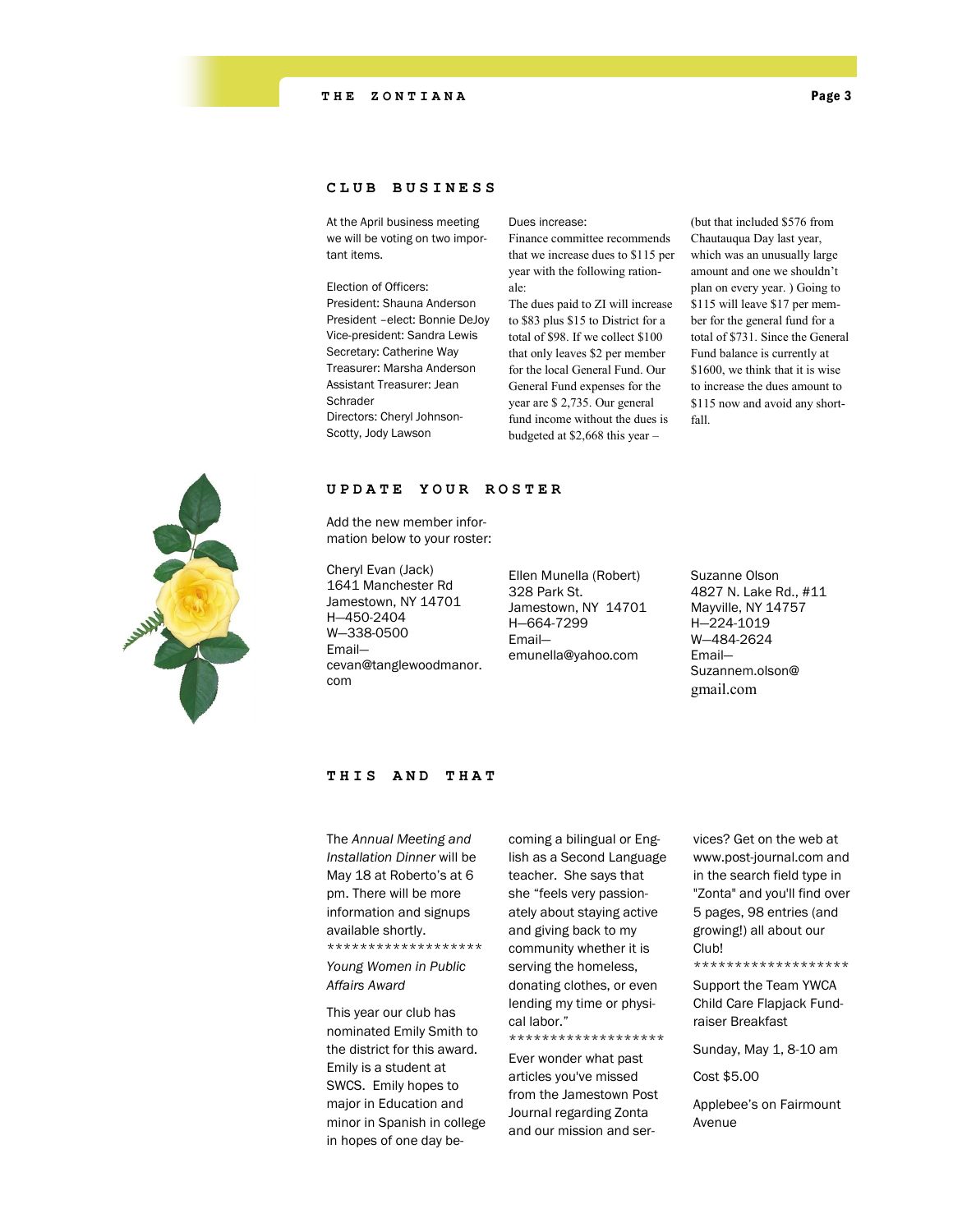## CLUB BUSINESS

At the April business meeting we will be voting on two important items.

Election of Officers:
President: Shauna Anderson
President –elect: Bonnie DeJoy
Vice-president: Sandra Lewis
Secretary: Catherine Way
Treasurer: Marsha Anderson
Assistant Treasurer: Jean Schrader
Directors: Cheryl Johnson-Scotty, Jody Lawson

Dues increase:
Finance committee recommends that we increase dues to $115 per year with the following rationale:
The dues paid to ZI will increase to $83 plus $15 to District for a total of $98. If we collect $100 that only leaves $2 per member for the local General Fund. Our General Fund expenses for the year are $ 2,735. Our general fund income without the dues is budgeted at $2,668 this year – (but that included $576 from Chautauqua Day last year, which was an unusually large amount and one we shouldn't plan on every year. ) Going to $115 will leave $17 per member for the general fund for a total of $731. Since the General Fund balance is currently at $1600, we think that it is wise to increase the dues amount to $115 now and avoid any shortfall.

## UPDATE YOUR ROSTER

Add the new member information below to your roster:

Cheryl Evan (Jack)
1641 Manchester Rd
Jamestown, NY 14701
H—450-2404
W—338-0500
Email—
cevan@tanglewoodmanor.com

Ellen Munella (Robert)
328 Park St.
Jamestown, NY 14701
H—664-7299
Email—
emunella@yahoo.com

Suzanne Olson
4827 N. Lake Rd., #11
Mayville, NY 14757
H—224-1019
W—484-2624
Email—
Suzannem.olson@gmail.com

## THIS AND THAT

The *Annual Meeting and Installation Dinner* will be May 18 at Roberto's at 6 pm. There will be more information and signups available shortly.

*******************

*Young Women in Public Affairs Award*

This year our club has nominated Emily Smith to the district for this award. Emily is a student at SWCS. Emily hopes to major in Education and minor in Spanish in college in hopes of one day becoming a bilingual or English as a Second Language teacher. She says that she "feels very passionately about staying active and giving back to my community whether it is serving the homeless, donating clothes, or even lending my time or physical labor."

*******************

Ever wonder what past articles you've missed from the Jamestown Post Journal regarding Zonta and our mission and services? Get on the web at www.post-journal.com and in the search field type in "Zonta" and you'll find over 5 pages, 98 entries (and growing!) all about our Club!

*******************

Support the Team YWCA Child Care Flapjack Fundraiser Breakfast

Sunday, May 1, 8-10 am

Cost $5.00

Applebee's on Fairmount Avenue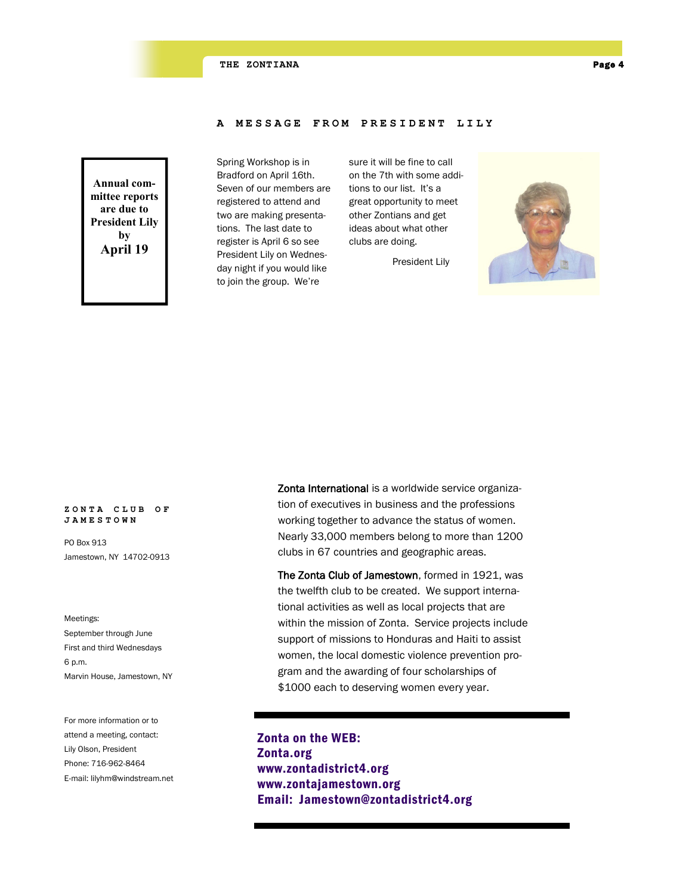## A MESSAGE FROM PRESIDENT LILY

**Annual committee reports are due to President Lily by April 19**

Spring Workshop is in Bradford on April 16th. Seven of our members are registered to attend and two are making presentations. The last date to register is April 6 so see President Lily on Wednesday night if you would like to join the group. We're sure it will be fine to call on the 7th with some additions to our list. It's a great opportunity to meet other Zontians and get ideas about what other clubs are doing.

President Lily

### ZONTA CLUB OF JAMESTOWN

PO Box 913
Jamestown, NY 14702-0913

Meetings:
September through June
First and third Wednesdays
6 p.m.
Marvin House, Jamestown, NY

For more information or to attend a meeting, contact:
Lily Olson, President
Phone: 716-962-8464
E-mail: lilyhm@windstream.net

**Zonta International** is a worldwide service organization of executives in business and the professions working together to advance the status of women. Nearly 33,000 members belong to more than 1200 clubs in 67 countries and geographic areas.

**The Zonta Club of Jamestown**, formed in 1921, was the twelfth club to be created. We support international activities as well as local projects that are within the mission of Zonta. Service projects include support of missions to Honduras and Haiti to assist women, the local domestic violence prevention program and the awarding of four scholarships of $1000 each to deserving women every year.

**Zonta on the WEB:**
**Zonta.org**
**www.zontadistrict4.org**
**www.zontajamestown.org**
**Email: Jamestown@zontadistrict4.org**